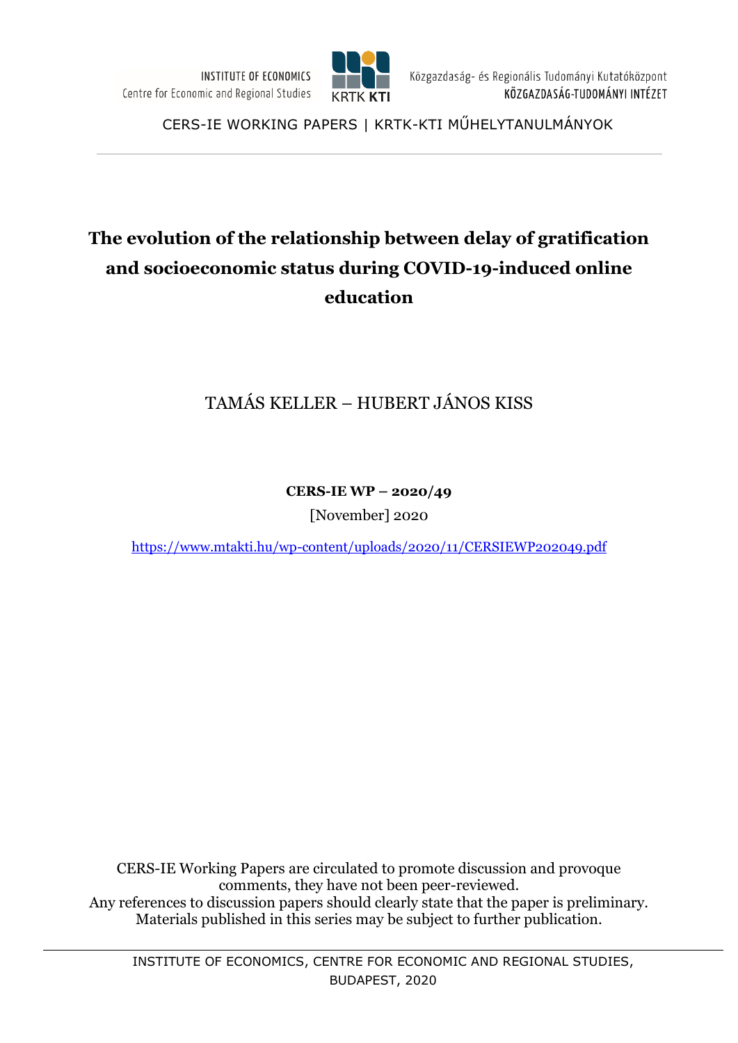INSTITUTE OF ECONOMICS
Centre for Economic and Regional Studies

Közgazdaság- és Regionális Tudományi Kutatóközpont
KÖZGAZDASÁG-TUDOMÁNYI INTÉZET

CERS-IE WORKING PAPERS | KRTK-KTI MŰHELYTANULMÁNYOK

# The evolution of the relationship between delay of gratification and socioeconomic status during COVID-19-induced online education

TAMÁS KELLER – HUBERT JÁNOS KISS

**CERS-IE WP – 2020/49**

[November] 2020

https://www.mtakti.hu/wp-content/uploads/2020/11/CERSIEWP202049.pdf

CERS-IE Working Papers are circulated to promote discussion and provoque comments, they have not been peer-reviewed.
Any references to discussion papers should clearly state that the paper is preliminary.
Materials published in this series may be subject to further publication.

INSTITUTE OF ECONOMICS, CENTRE FOR ECONOMIC AND REGIONAL STUDIES, BUDAPEST, 2020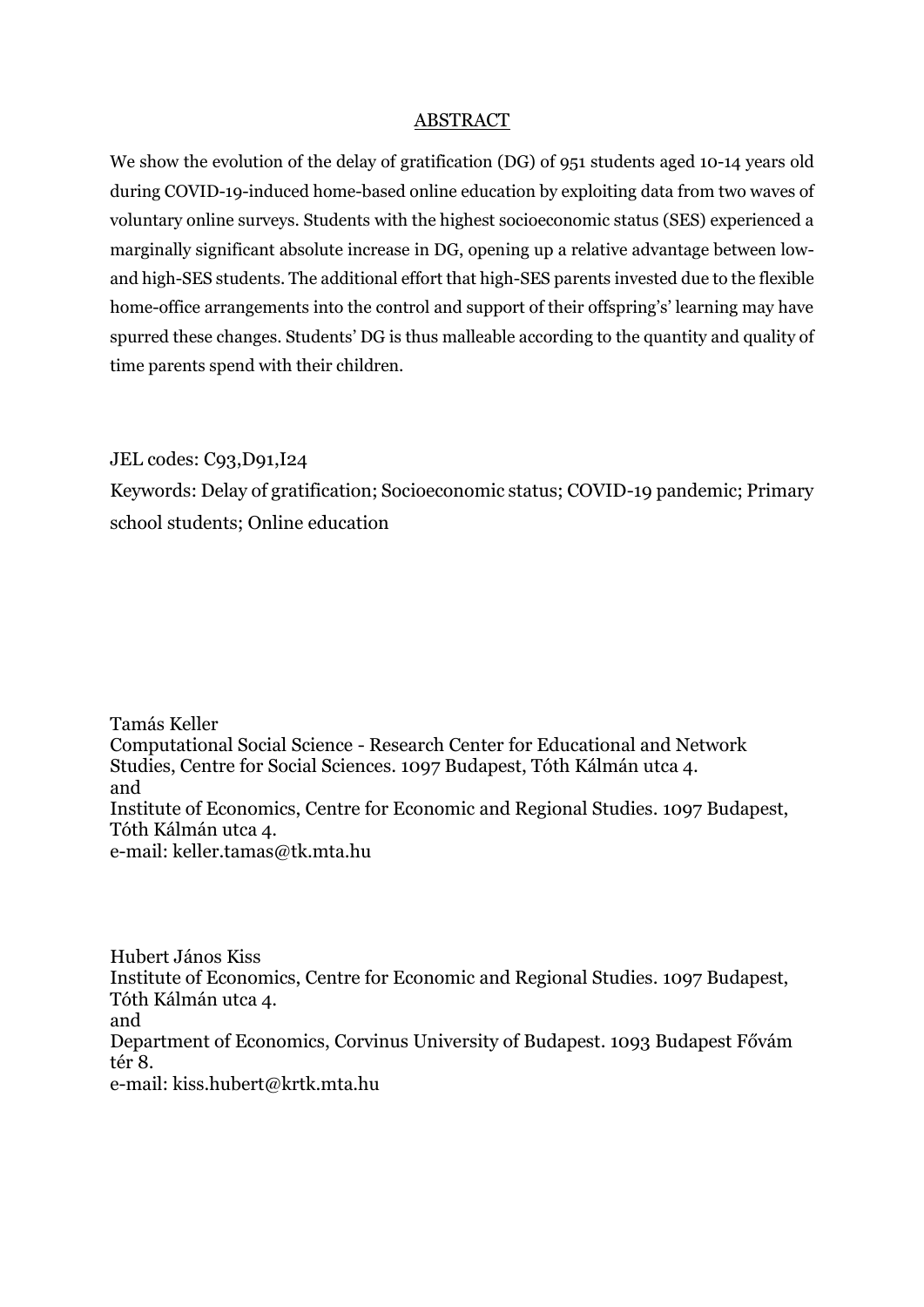## ABSTRACT

We show the evolution of the delay of gratification (DG) of 951 students aged 10-14 years old during COVID-19-induced home-based online education by exploiting data from two waves of voluntary online surveys. Students with the highest socioeconomic status (SES) experienced a marginally significant absolute increase in DG, opening up a relative advantage between low- and high-SES students. The additional effort that high-SES parents invested due to the flexible home-office arrangements into the control and support of their offspring's' learning may have spurred these changes. Students' DG is thus malleable according to the quantity and quality of time parents spend with their children.

JEL codes: C93,D91,I24

Keywords: Delay of gratification; Socioeconomic status; COVID-19 pandemic; Primary school students; Online education

Tamás Keller
Computational Social Science - Research Center for Educational and Network Studies, Centre for Social Sciences. 1097 Budapest, Tóth Kálmán utca 4.
and
Institute of Economics, Centre for Economic and Regional Studies. 1097 Budapest, Tóth Kálmán utca 4.
e-mail: keller.tamas@tk.mta.hu

Hubert János Kiss
Institute of Economics, Centre for Economic and Regional Studies. 1097 Budapest, Tóth Kálmán utca 4.
and
Department of Economics, Corvinus University of Budapest. 1093 Budapest Fővám tér 8.
e-mail: kiss.hubert@krtk.mta.hu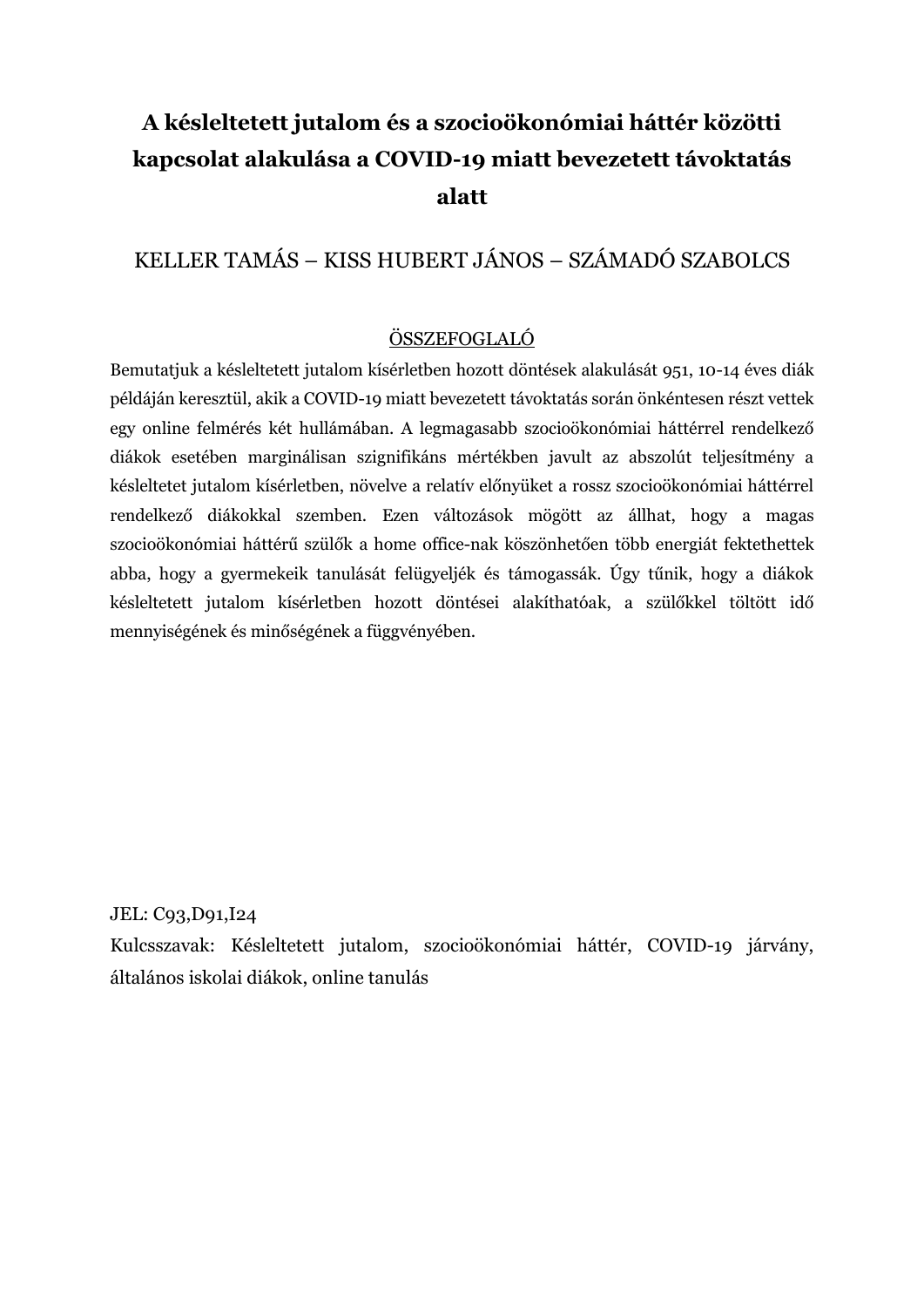# A késleltetett jutalom és a szocioökonómiai háttér közötti kapcsolat alakulása a COVID-19 miatt bevezetett távoktatás alatt

KELLER TAMÁS – KISS HUBERT JÁNOS – SZÁMADÓ SZABOLCS

<u>ÖSSZEFOGLALÓ</u>

Bemutatjuk a késleltetett jutalom kísérletben hozott döntések alakulását 951, 10-14 éves diák példáján keresztül, akik a COVID-19 miatt bevezetett távoktatás során önkéntesen részt vettek egy online felmérés két hullámában. A legmagasabb szocioökonómiai háttérrel rendelkező diákok esetében marginálisan szignifikáns mértékben javult az abszolút teljesítmény a késleltetet jutalom kísérletben, növelve a relatív előnyüket a rossz szocioökonómiai háttérrel rendelkező diákokkal szemben. Ezen változások mögött az állhat, hogy a magas szocioökonómiai háttérű szülők a home office-nak köszönhetően több energiát fektethettek abba, hogy a gyermekeik tanulását felügyeljék és támogassák. Úgy tűnik, hogy a diákok késleltetett jutalom kísérletben hozott döntései alakíthatóak, a szülőkkel töltött idő mennyiségének és minőségének a függvényében.

JEL: C93,D91,I24

Kulcsszavak: Késleltetett jutalom, szocioökonómiai háttér, COVID-19 járvány, általános iskolai diákok, online tanulás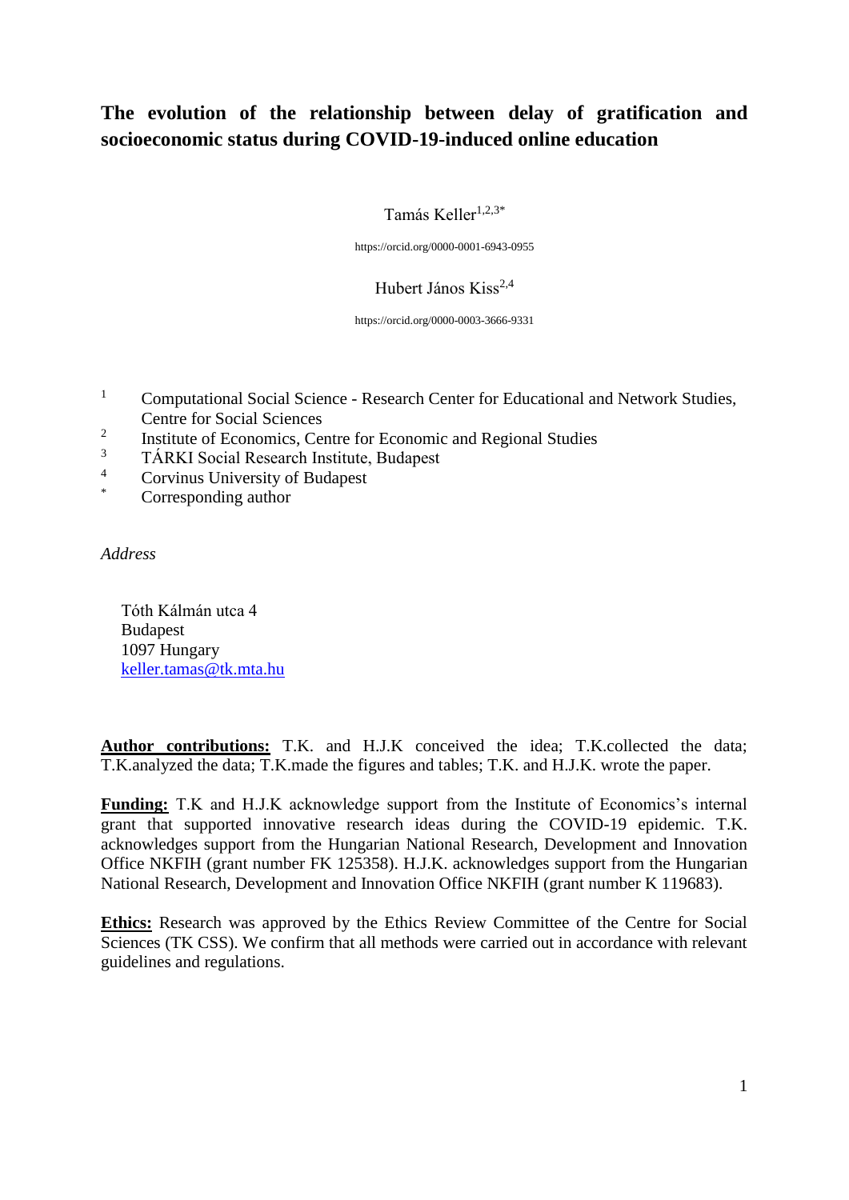# The evolution of the relationship between delay of gratification and socioeconomic status during COVID-19-induced online education

Tamás Keller[1,2,3*]

https://orcid.org/0000-0001-6943-0955

Hubert János Kiss[2,4]

https://orcid.org/0000-0003-3666-9331

[1] Computational Social Science - Research Center for Educational and Network Studies, Centre for Social Sciences

[2] Institute of Economics, Centre for Economic and Regional Studies

[3] TÁRKI Social Research Institute, Budapest

[4] Corvinus University of Budapest

[*] Corresponding author

*Address*

Tóth Kálmán utca 4
Budapest
1097 Hungary
keller.tamas@tk.mta.hu

**Author contributions:** T.K. and H.J.K conceived the idea; T.K.collected the data; T.K.analyzed the data; T.K.made the figures and tables; T.K. and H.J.K. wrote the paper.

**Funding:** T.K and H.J.K acknowledge support from the Institute of Economics's internal grant that supported innovative research ideas during the COVID-19 epidemic. T.K. acknowledges support from the Hungarian National Research, Development and Innovation Office NKFIH (grant number FK 125358). H.J.K. acknowledges support from the Hungarian National Research, Development and Innovation Office NKFIH (grant number K 119683).

**Ethics:** Research was approved by the Ethics Review Committee of the Centre for Social Sciences (TK CSS). We confirm that all methods were carried out in accordance with relevant guidelines and regulations.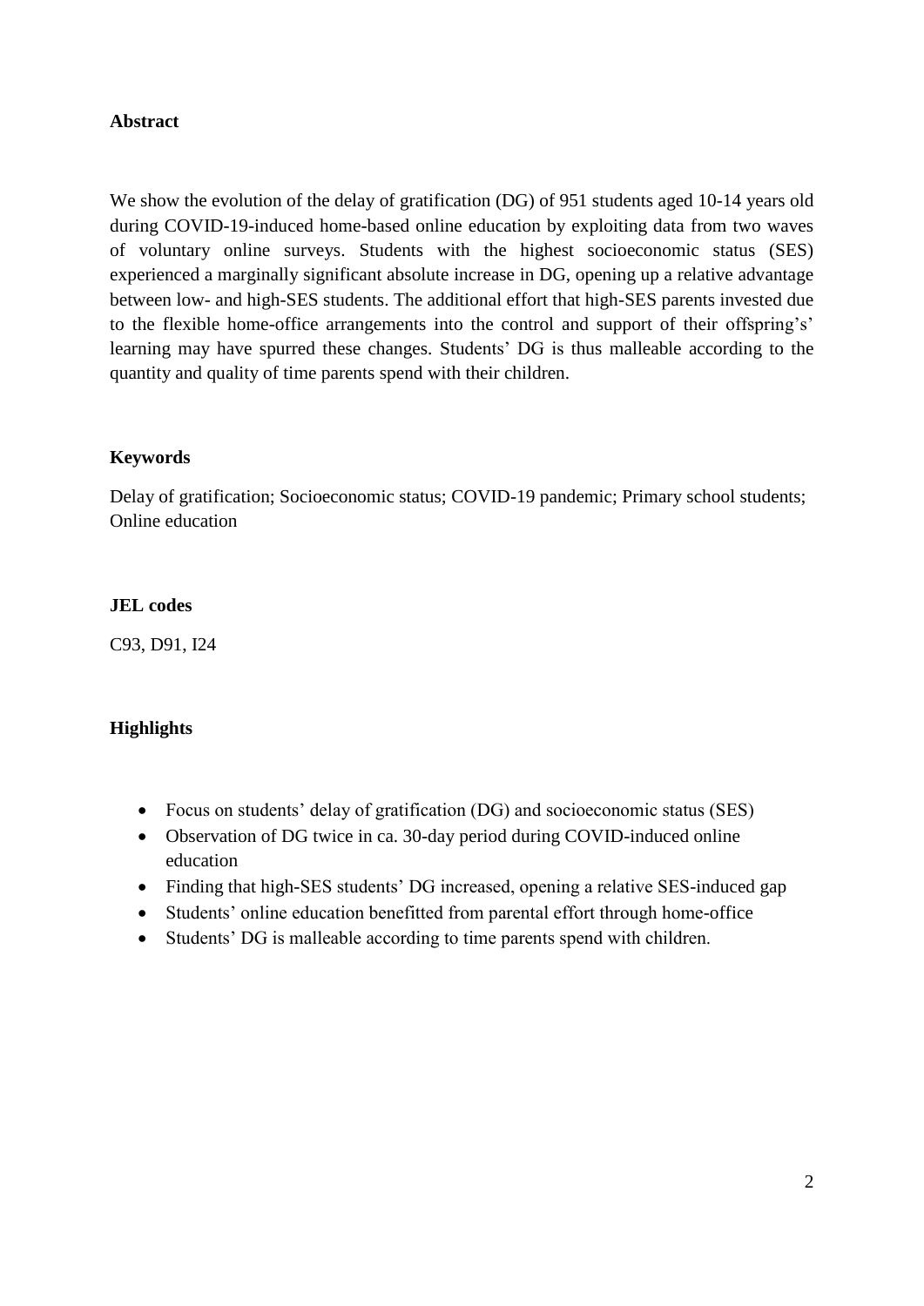**Abstract**

We show the evolution of the delay of gratification (DG) of 951 students aged 10-14 years old during COVID-19-induced home-based online education by exploiting data from two waves of voluntary online surveys. Students with the highest socioeconomic status (SES) experienced a marginally significant absolute increase in DG, opening up a relative advantage between low- and high-SES students. The additional effort that high-SES parents invested due to the flexible home-office arrangements into the control and support of their offspring's' learning may have spurred these changes. Students' DG is thus malleable according to the quantity and quality of time parents spend with their children.

**Keywords**

Delay of gratification; Socioeconomic status; COVID-19 pandemic; Primary school students; Online education

**JEL codes**

C93, D91, I24

**Highlights**

- Focus on students' delay of gratification (DG) and socioeconomic status (SES)
- Observation of DG twice in ca. 30-day period during COVID-induced online education
- Finding that high-SES students' DG increased, opening a relative SES-induced gap
- Students' online education benefitted from parental effort through home-office
- Students' DG is malleable according to time parents spend with children.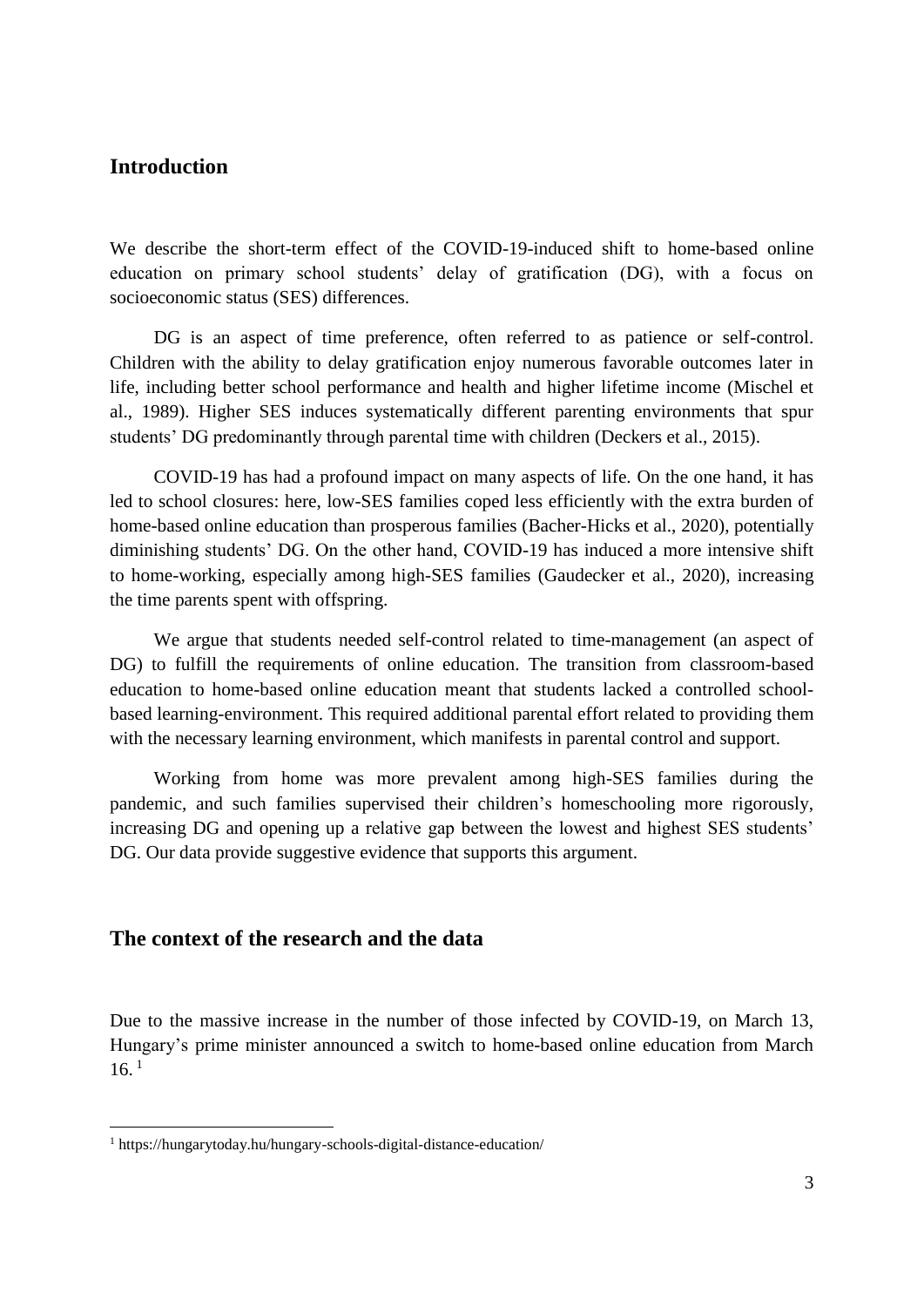## Introduction

We describe the short-term effect of the COVID-19-induced shift to home-based online education on primary school students' delay of gratification (DG), with a focus on socioeconomic status (SES) differences.

DG is an aspect of time preference, often referred to as patience or self-control. Children with the ability to delay gratification enjoy numerous favorable outcomes later in life, including better school performance and health and higher lifetime income (Mischel et al., 1989). Higher SES induces systematically different parenting environments that spur students' DG predominantly through parental time with children (Deckers et al., 2015).

COVID-19 has had a profound impact on many aspects of life. On the one hand, it has led to school closures: here, low-SES families coped less efficiently with the extra burden of home-based online education than prosperous families (Bacher-Hicks et al., 2020), potentially diminishing students' DG. On the other hand, COVID-19 has induced a more intensive shift to home-working, especially among high-SES families (Gaudecker et al., 2020), increasing the time parents spent with offspring.

We argue that students needed self-control related to time-management (an aspect of DG) to fulfill the requirements of online education. The transition from classroom-based education to home-based online education meant that students lacked a controlled school-based learning-environment. This required additional parental effort related to providing them with the necessary learning environment, which manifests in parental control and support.

Working from home was more prevalent among high-SES families during the pandemic, and such families supervised their children's homeschooling more rigorously, increasing DG and opening up a relative gap between the lowest and highest SES students' DG. Our data provide suggestive evidence that supports this argument.

## The context of the research and the data

Due to the massive increase in the number of those infected by COVID-19, on March 13, Hungary's prime minister announced a switch to home-based online education from March 16. [1]

[1] https://hungarytoday.hu/hungary-schools-digital-distance-education/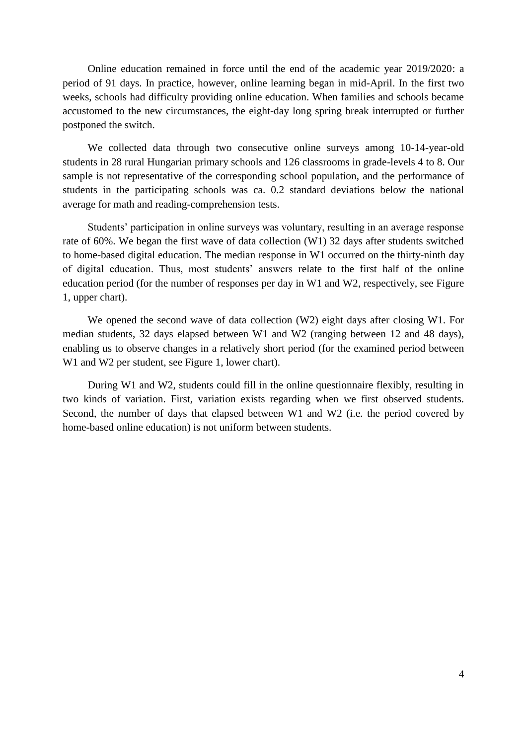Online education remained in force until the end of the academic year 2019/2020: a period of 91 days. In practice, however, online learning began in mid-April. In the first two weeks, schools had difficulty providing online education. When families and schools became accustomed to the new circumstances, the eight-day long spring break interrupted or further postponed the switch.

We collected data through two consecutive online surveys among 10-14-year-old students in 28 rural Hungarian primary schools and 126 classrooms in grade-levels 4 to 8. Our sample is not representative of the corresponding school population, and the performance of students in the participating schools was ca. 0.2 standard deviations below the national average for math and reading-comprehension tests.

Students' participation in online surveys was voluntary, resulting in an average response rate of 60%. We began the first wave of data collection (W1) 32 days after students switched to home-based digital education. The median response in W1 occurred on the thirty-ninth day of digital education. Thus, most students' answers relate to the first half of the online education period (for the number of responses per day in W1 and W2, respectively, see Figure 1, upper chart).

We opened the second wave of data collection (W2) eight days after closing W1. For median students, 32 days elapsed between W1 and W2 (ranging between 12 and 48 days), enabling us to observe changes in a relatively short period (for the examined period between W1 and W2 per student, see Figure 1, lower chart).

During W1 and W2, students could fill in the online questionnaire flexibly, resulting in two kinds of variation. First, variation exists regarding when we first observed students. Second, the number of days that elapsed between W1 and W2 (i.e. the period covered by home-based online education) is not uniform between students.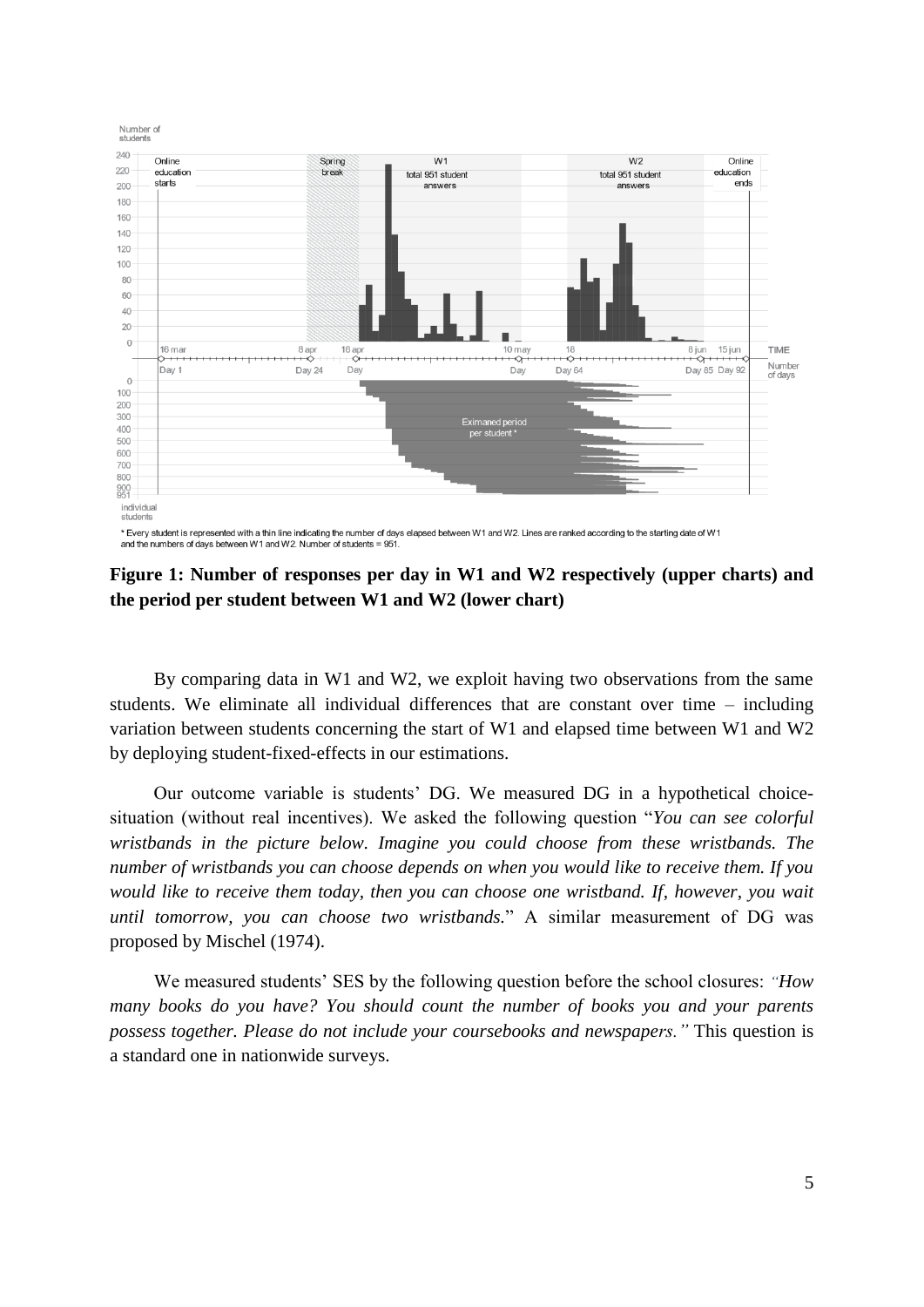**Figure 1: Number of responses per day in W1 and W2 respectively (upper charts) and the period per student between W1 and W2 (lower chart)**

By comparing data in W1 and W2, we exploit having two observations from the same students. We eliminate all individual differences that are constant over time – including variation between students concerning the start of W1 and elapsed time between W1 and W2 by deploying student-fixed-effects in our estimations.

Our outcome variable is students' DG. We measured DG in a hypothetical choice-situation (without real incentives). We asked the following question "*You can see colorful wristbands in the picture below. Imagine you could choose from these wristbands. The number of wristbands you can choose depends on when you would like to receive them. If you would like to receive them today, then you can choose one wristband. If, however, you wait until tomorrow, you can choose two wristbands.*" A similar measurement of DG was proposed by Mischel (1974).

We measured students' SES by the following question before the school closures: *"How many books do you have? You should count the number of books you and your parents possess together. Please do not include your coursebooks and newspapers."* This question is a standard one in nationwide surveys.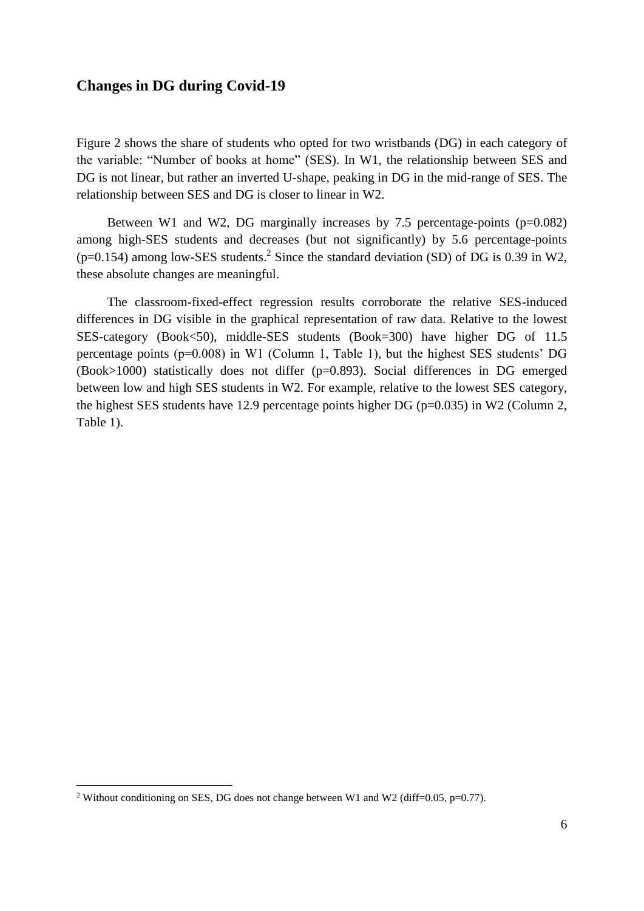## Changes in DG during Covid-19

Figure 2 shows the share of students who opted for two wristbands (DG) in each category of the variable: "Number of books at home" (SES). In W1, the relationship between SES and DG is not linear, but rather an inverted U-shape, peaking in DG in the mid-range of SES. The relationship between SES and DG is closer to linear in W2.

Between W1 and W2, DG marginally increases by 7.5 percentage-points ($p=0.082$) among high-SES students and decreases (but not significantly) by 5.6 percentage-points ($p=0.154$) among low-SES students.[2] Since the standard deviation (SD) of DG is 0.39 in W2, these absolute changes are meaningful.

The classroom-fixed-effect regression results corroborate the relative SES-induced differences in DG visible in the graphical representation of raw data. Relative to the lowest SES-category (Book<50), middle-SES students (Book=300) have higher DG of 11.5 percentage points ($p=0.008$) in W1 (Column 1, Table 1), but the highest SES students' DG (Book>1000) statistically does not differ ($p=0.893$). Social differences in DG emerged between low and high SES students in W2. For example, relative to the lowest SES category, the highest SES students have 12.9 percentage points higher DG ($p=0.035$) in W2 (Column 2, Table 1).

[2] Without conditioning on SES, DG does not change between W1 and W2 (diff=0.05, $p=0.77$).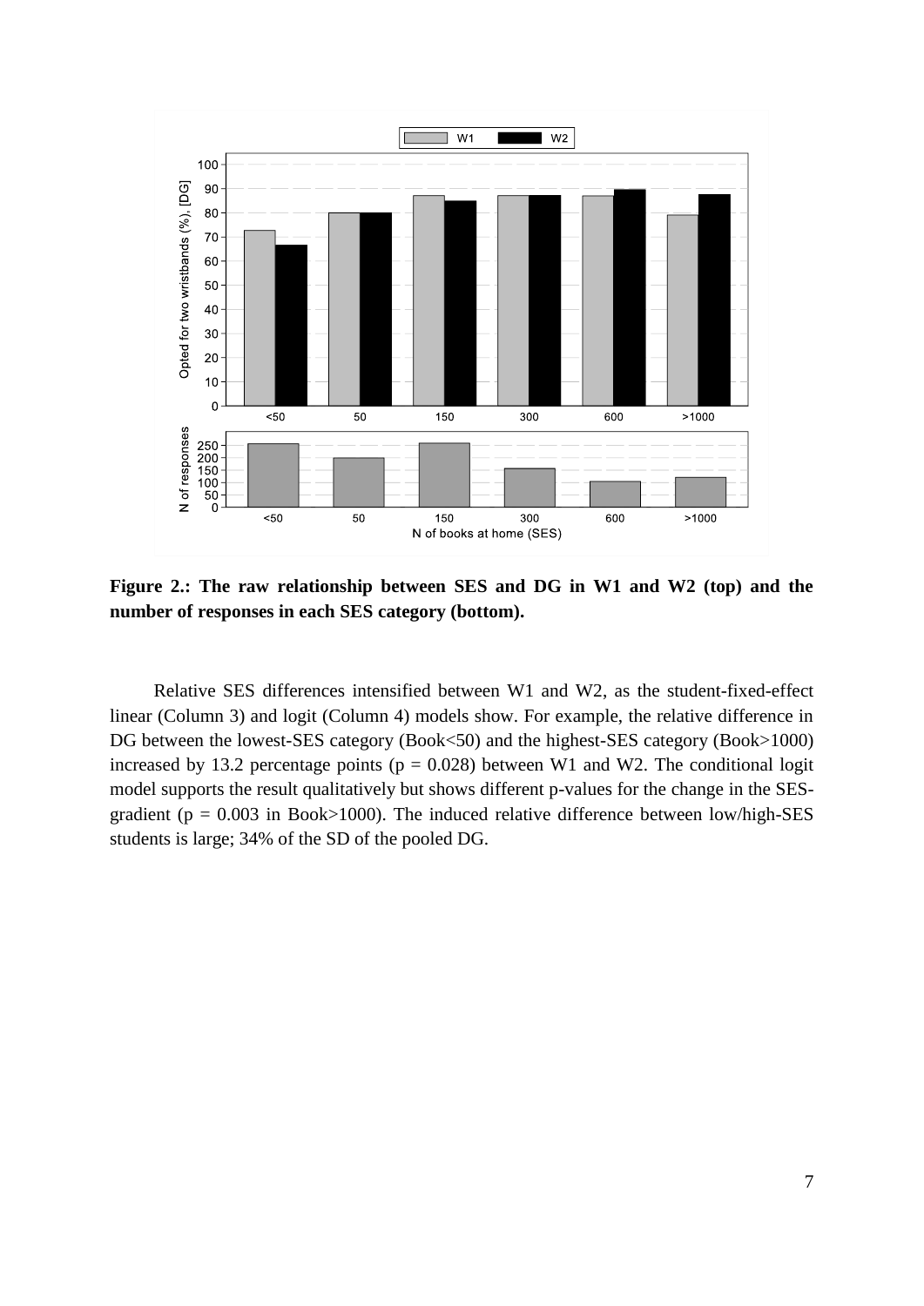**Figure 2.: The raw relationship between SES and DG in W1 and W2 (top) and the number of responses in each SES category (bottom).**

Relative SES differences intensified between W1 and W2, as the student-fixed-effect linear (Column 3) and logit (Column 4) models show. For example, the relative difference in DG between the lowest-SES category (Book<50) and the highest-SES category (Book>1000) increased by 13.2 percentage points ($p = 0.028$) between W1 and W2. The conditional logit model supports the result qualitatively but shows different p-values for the change in the SES-gradient ($p = 0.003$ in Book>1000). The induced relative difference between low/high-SES students is large; 34% of the SD of the pooled DG.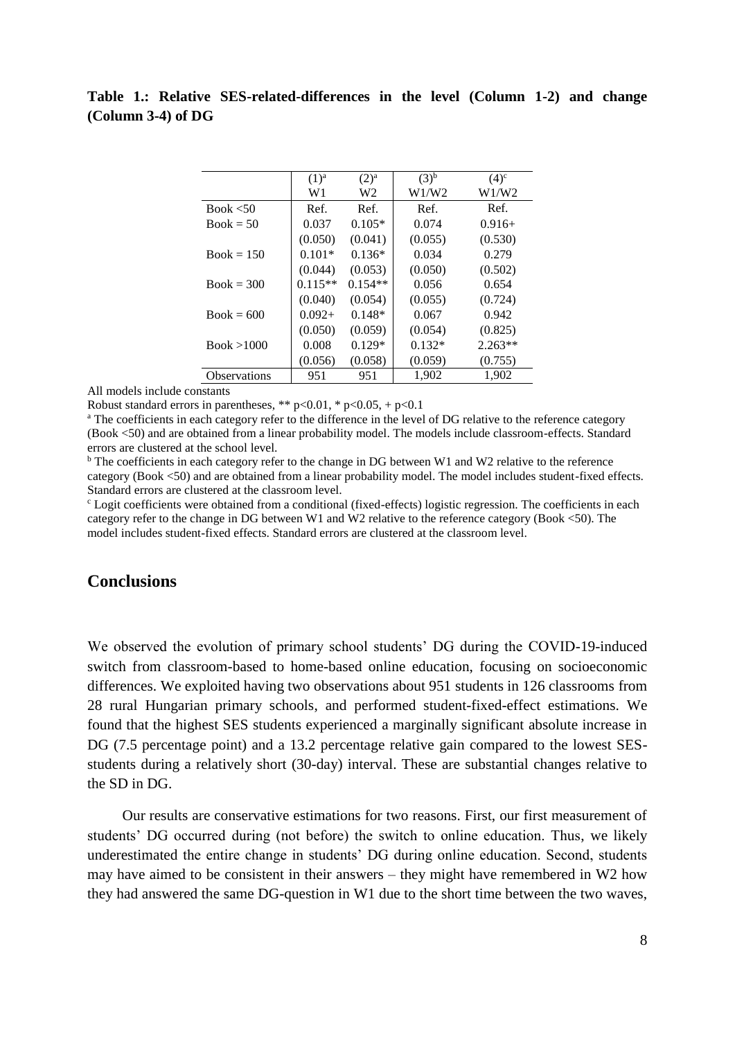**Table 1.: Relative SES-related-differences in the level (Column 1-2) and change (Column 3-4) of DG**

| | (1)[a] | (2)[a] | (3)[b] | (4)[c] |
|---|---|---|---|---|
| | W1 | W2 | W1/W2 | W1/W2 |
| Book <50 | Ref. | Ref. | Ref. | Ref. |
| Book = 50 | 0.037 | 0.105* | 0.074 | 0.916+ |
| | (0.050) | (0.041) | (0.055) | (0.530) |
| Book = 150 | 0.101* | 0.136* | 0.034 | 0.279 |
| | (0.044) | (0.053) | (0.050) | (0.502) |
| Book = 300 | 0.115** | 0.154** | 0.056 | 0.654 |
| | (0.040) | (0.054) | (0.055) | (0.724) |
| Book = 600 | 0.092+ | 0.148* | 0.067 | 0.942 |
| | (0.050) | (0.059) | (0.054) | (0.825) |
| Book >1000 | 0.008 | 0.129* | 0.132* | 2.263** |
| | (0.056) | (0.058) | (0.059) | (0.755) |
| Observations | 951 | 951 | 1,902 | 1,902 |

All models include constants

Robust standard errors in parentheses, ** $p<0.01$, * $p<0.05$, + $p<0.1$

[a] The coefficients in each category refer to the difference in the level of DG relative to the reference category (Book <50) and are obtained from a linear probability model. The models include classroom-effects. Standard errors are clustered at the school level.

[b] The coefficients in each category refer to the change in DG between W1 and W2 relative to the reference category (Book <50) and are obtained from a linear probability model. The model includes student-fixed effects. Standard errors are clustered at the classroom level.

[c] Logit coefficients were obtained from a conditional (fixed-effects) logistic regression. The coefficients in each category refer to the change in DG between W1 and W2 relative to the reference category (Book <50). The model includes student-fixed effects. Standard errors are clustered at the classroom level.

## Conclusions

We observed the evolution of primary school students' DG during the COVID-19-induced switch from classroom-based to home-based online education, focusing on socioeconomic differences. We exploited having two observations about 951 students in 126 classrooms from 28 rural Hungarian primary schools, and performed student-fixed-effect estimations. We found that the highest SES students experienced a marginally significant absolute increase in DG (7.5 percentage point) and a 13.2 percentage relative gain compared to the lowest SES-students during a relatively short (30-day) interval. These are substantial changes relative to the SD in DG.

Our results are conservative estimations for two reasons. First, our first measurement of students' DG occurred during (not before) the switch to online education. Thus, we likely underestimated the entire change in students' DG during online education. Second, students may have aimed to be consistent in their answers – they might have remembered in W2 how they had answered the same DG-question in W1 due to the short time between the two waves,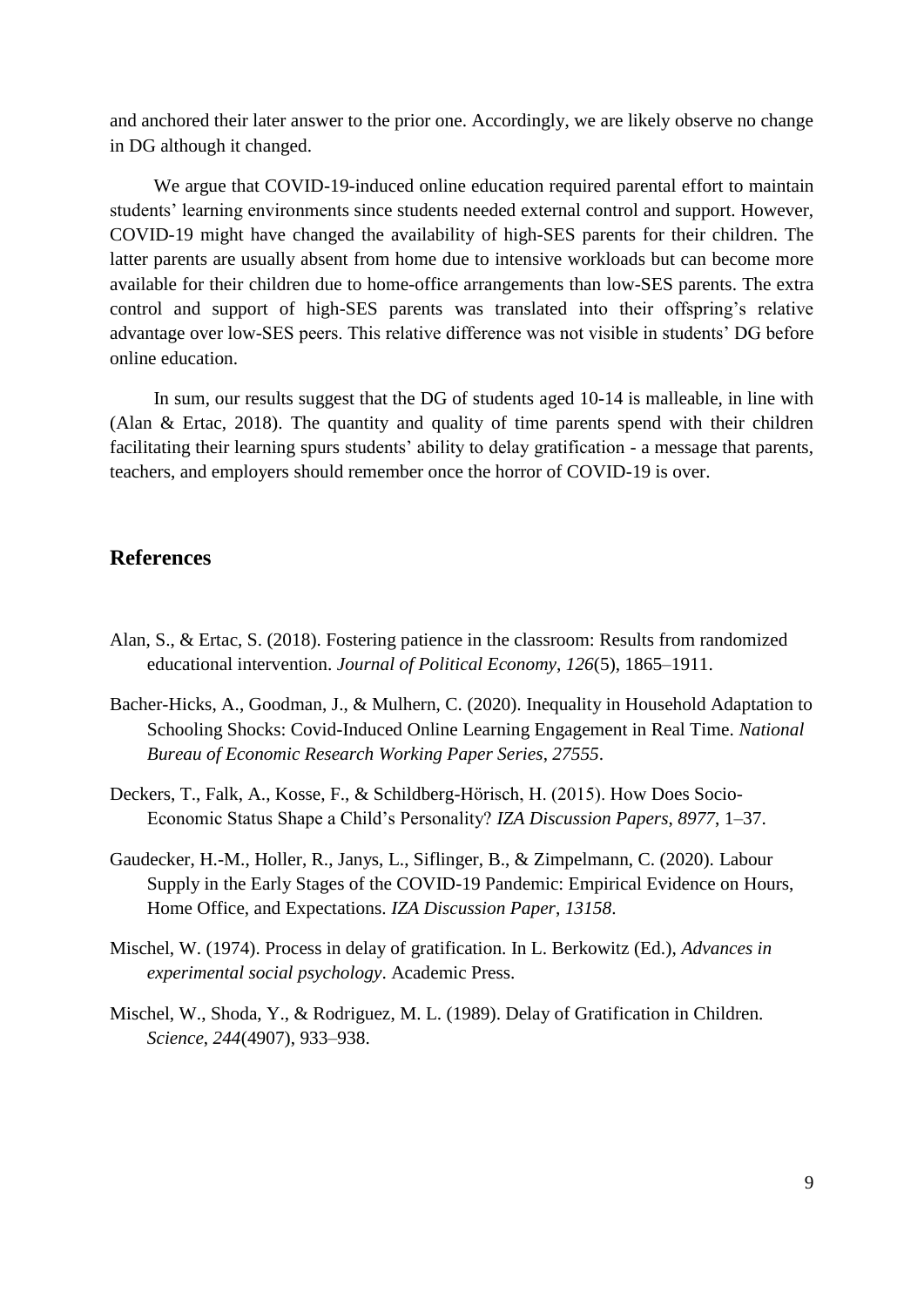and anchored their later answer to the prior one. Accordingly, we are likely observe no change in DG although it changed.

We argue that COVID-19-induced online education required parental effort to maintain students' learning environments since students needed external control and support. However, COVID-19 might have changed the availability of high-SES parents for their children. The latter parents are usually absent from home due to intensive workloads but can become more available for their children due to home-office arrangements than low-SES parents. The extra control and support of high-SES parents was translated into their offspring's relative advantage over low-SES peers. This relative difference was not visible in students' DG before online education.

In sum, our results suggest that the DG of students aged 10-14 is malleable, in line with (Alan & Ertac, 2018). The quantity and quality of time parents spend with their children facilitating their learning spurs students' ability to delay gratification - a message that parents, teachers, and employers should remember once the horror of COVID-19 is over.

## References

Alan, S., & Ertac, S. (2018). Fostering patience in the classroom: Results from randomized educational intervention. *Journal of Political Economy*, *126*(5), 1865–1911.

Bacher-Hicks, A., Goodman, J., & Mulhern, C. (2020). Inequality in Household Adaptation to Schooling Shocks: Covid-Induced Online Learning Engagement in Real Time. *National Bureau of Economic Research Working Paper Series*, *27555*.

Deckers, T., Falk, A., Kosse, F., & Schildberg-Hörisch, H. (2015). How Does Socio-Economic Status Shape a Child's Personality? *IZA Discussion Papers*, *8977*, 1–37.

Gaudecker, H.-M., Holler, R., Janys, L., Siflinger, B., & Zimpelmann, C. (2020). Labour Supply in the Early Stages of the COVID-19 Pandemic: Empirical Evidence on Hours, Home Office, and Expectations. *IZA Discussion Paper*, *13158*.

Mischel, W. (1974). Process in delay of gratification. In L. Berkowitz (Ed.), *Advances in experimental social psychology*. Academic Press.

Mischel, W., Shoda, Y., & Rodriguez, M. L. (1989). Delay of Gratification in Children. *Science*, *244*(4907), 933–938.